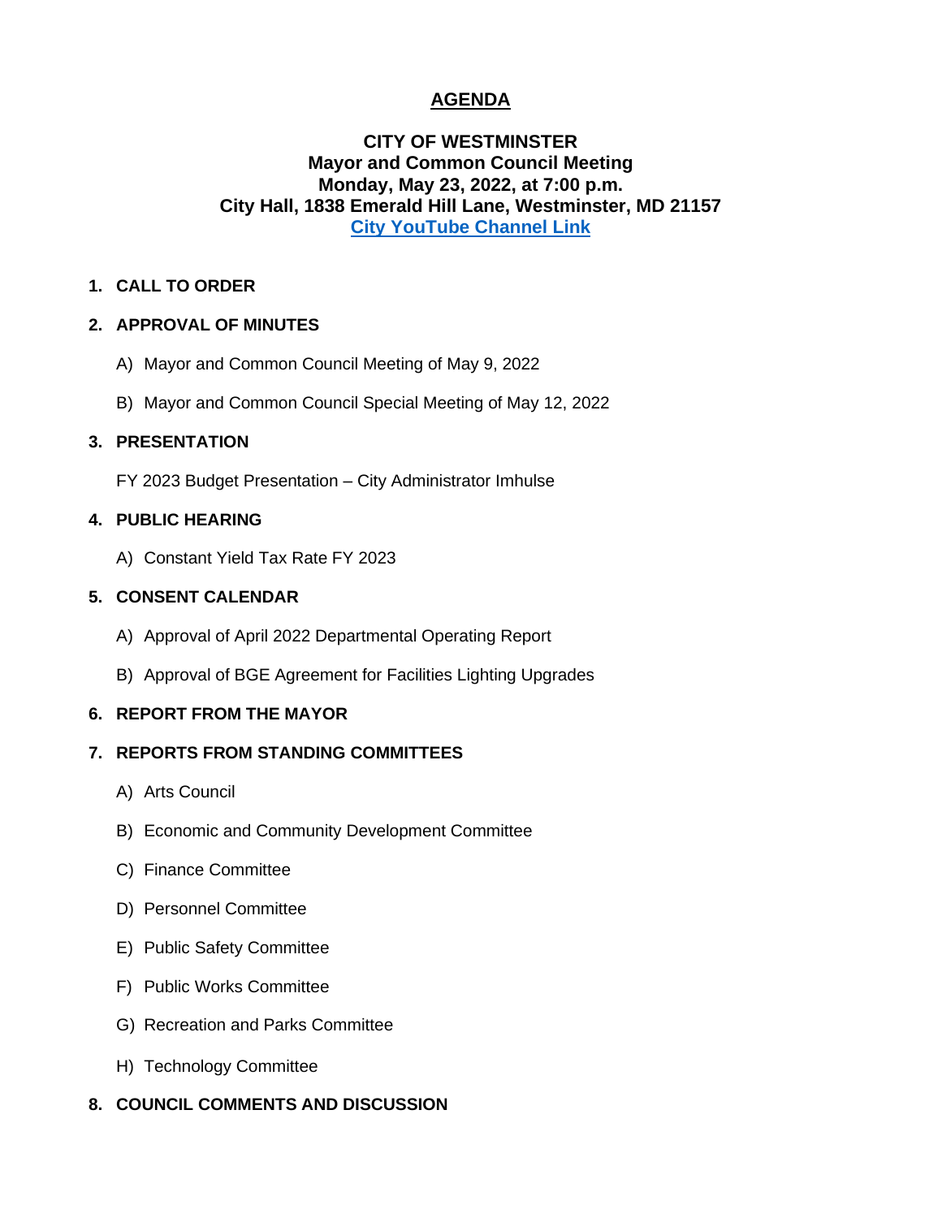# AGENDA

## CITY OF WESTMINSTER
## Mayor and Common Council Meeting
## Monday, May 23, 2022, at 7:00 p.m.
## City Hall, 1838 Emerald Hill Lane, Westminster, MD 21157
## City YouTube Channel Link

**1. CALL TO ORDER**

**2. APPROVAL OF MINUTES**

A) Mayor and Common Council Meeting of May 9, 2022

B) Mayor and Common Council Special Meeting of May 12, 2022

**3. PRESENTATION**

FY 2023 Budget Presentation – City Administrator Imhulse

**4. PUBLIC HEARING**

A) Constant Yield Tax Rate FY 2023

**5. CONSENT CALENDAR**

A) Approval of April 2022 Departmental Operating Report

B) Approval of BGE Agreement for Facilities Lighting Upgrades

**6. REPORT FROM THE MAYOR**

**7. REPORTS FROM STANDING COMMITTEES**

A) Arts Council

B) Economic and Community Development Committee

C) Finance Committee

D) Personnel Committee

E) Public Safety Committee

F) Public Works Committee

G) Recreation and Parks Committee

H) Technology Committee

**8. COUNCIL COMMENTS AND DISCUSSION**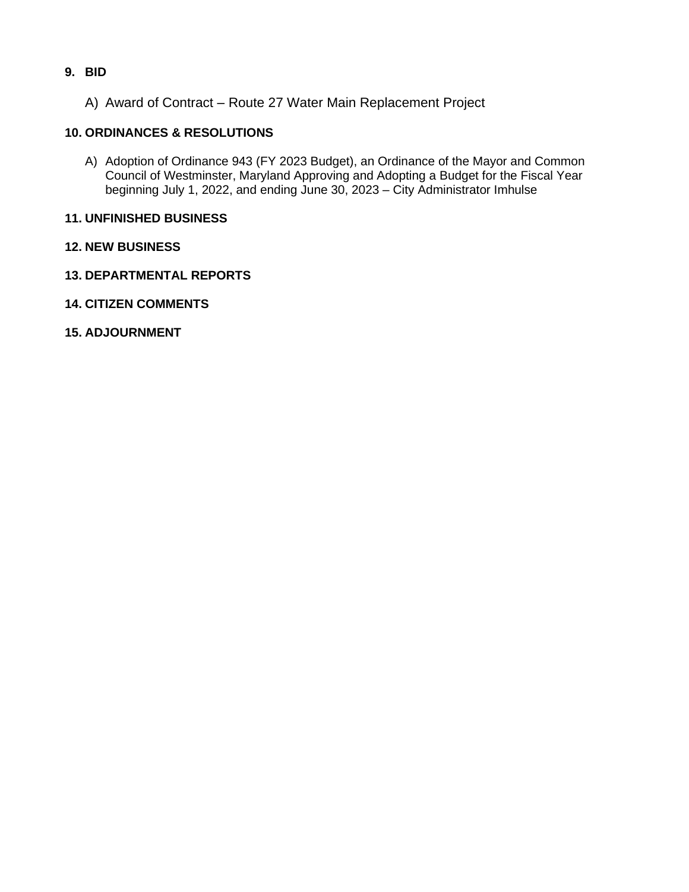**9. BID**

A) Award of Contract – Route 27 Water Main Replacement Project

**10. ORDINANCES & RESOLUTIONS**

A) Adoption of Ordinance 943 (FY 2023 Budget), an Ordinance of the Mayor and Common Council of Westminster, Maryland Approving and Adopting a Budget for the Fiscal Year beginning July 1, 2022, and ending June 30, 2023 – City Administrator Imhulse

**11. UNFINISHED BUSINESS**

**12. NEW BUSINESS**

**13. DEPARTMENTAL REPORTS**

**14. CITIZEN COMMENTS**

**15. ADJOURNMENT**